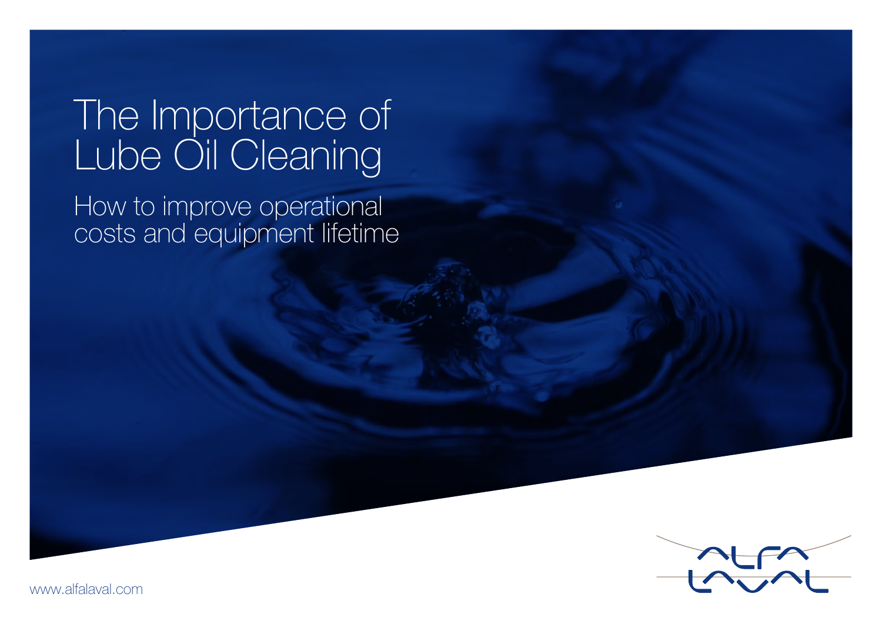# The Importance of Lube Oil Cleaning

## How to improve operational costs and equipment lifetime

www.alfalaval.com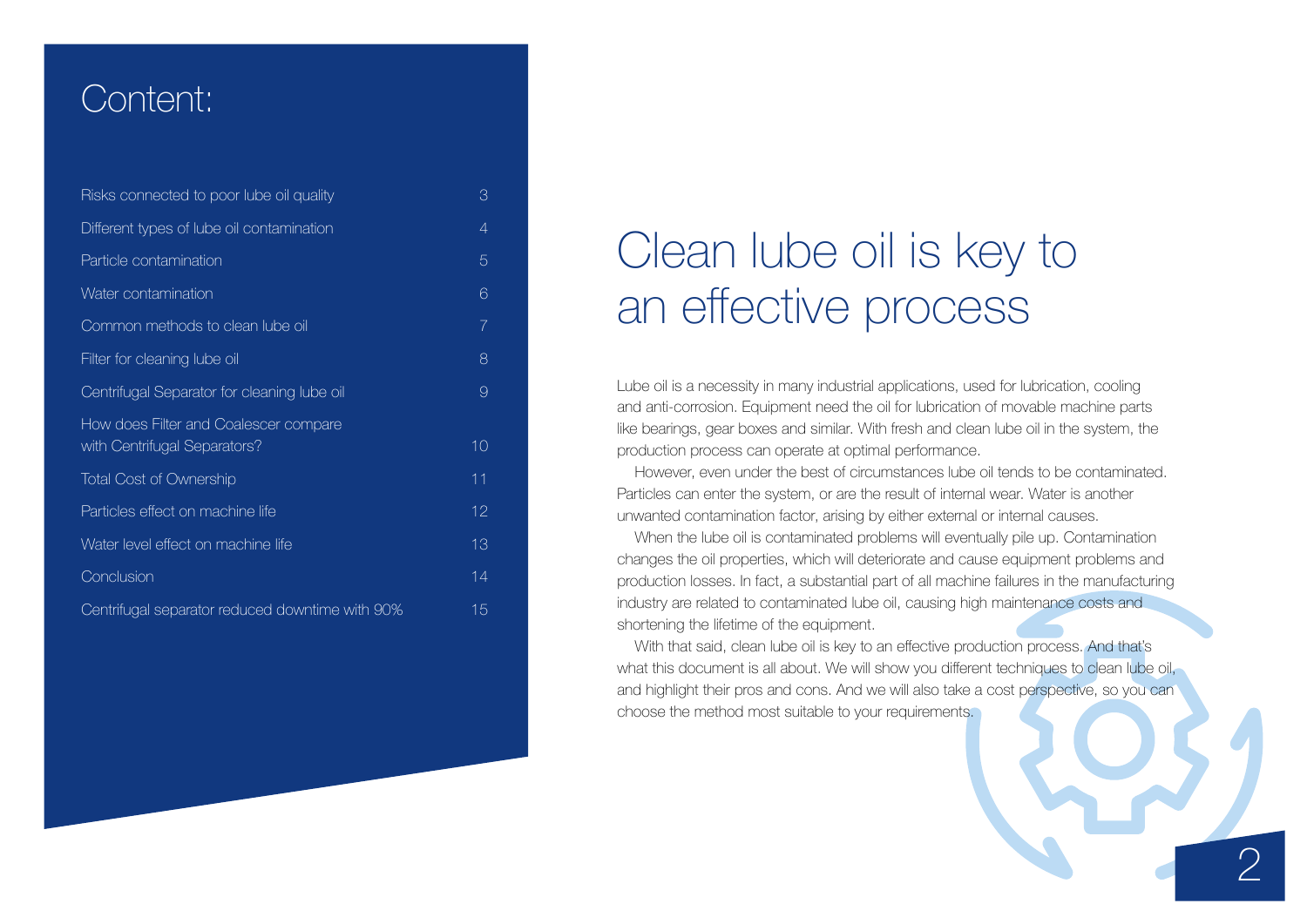## Content:

| | |
|---|---|
| Risks connected to poor lube oil quality | 3 |
| Different types of lube oil contamination | 4 |
| Particle contamination | 5 |
| Water contamination | 6 |
| Common methods to clean lube oil | 7 |
| Filter for cleaning lube oil | 8 |
| Centrifugal Separator for cleaning lube oil | 9 |
| How does Filter and Coalescer compare with Centrifugal Separators? | 10 |
| Total Cost of Ownership | 11 |
| Particles effect on machine life | 12 |
| Water level effect on machine life | 13 |
| Conclusion | 14 |
| Centrifugal separator reduced downtime with 90% | 15 |

# Clean lube oil is key to an effective process

Lube oil is a necessity in many industrial applications, used for lubrication, cooling and anti-corrosion. Equipment need the oil for lubrication of movable machine parts like bearings, gear boxes and similar. With fresh and clean lube oil in the system, the production process can operate at optimal performance.

However, even under the best of circumstances lube oil tends to be contaminated. Particles can enter the system, or are the result of internal wear. Water is another unwanted contamination factor, arising by either external or internal causes.

When the lube oil is contaminated problems will eventually pile up. Contamination changes the oil properties, which will deteriorate and cause equipment problems and production losses. In fact, a substantial part of all machine failures in the manufacturing industry are related to contaminated lube oil, causing high maintenance costs and shortening the lifetime of the equipment.

With that said, clean lube oil is key to an effective production process. And that's what this document is all about. We will show you different techniques to clean lube oil, and highlight their pros and cons. And we will also take a cost perspective, so you can choose the method most suitable to your requirements.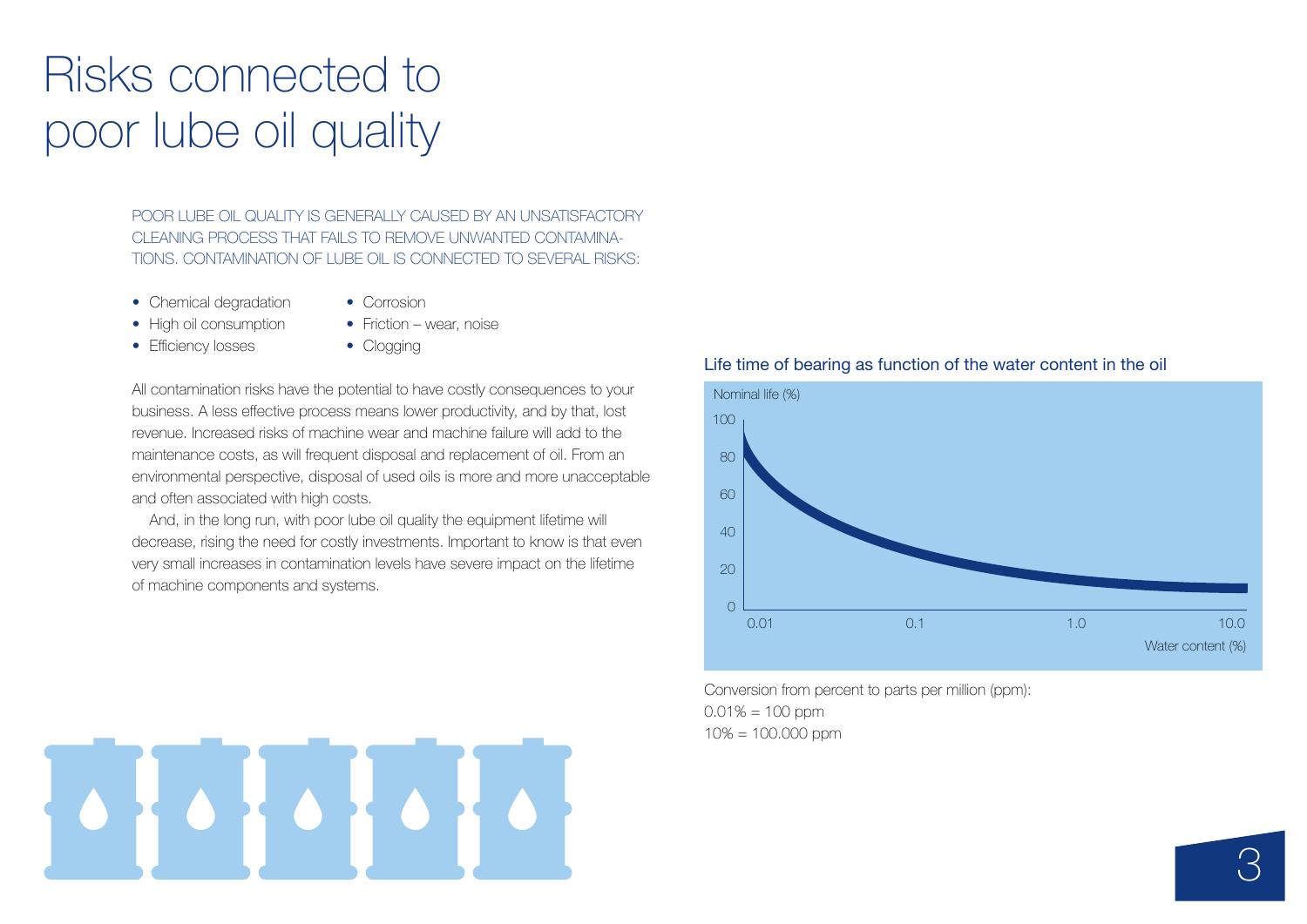# Risks connected to poor lube oil quality

POOR LUBE OIL QUALITY IS GENERALLY CAUSED BY AN UNSATISFACTORY CLEANING PROCESS THAT FAILS TO REMOVE UNWANTED CONTAMINATIONS. CONTAMINATION OF LUBE OIL IS CONNECTED TO SEVERAL RISKS:

- Chemical degradation
- High oil consumption
- Efficiency losses
- Corrosion
- Friction – wear, noise
- Clogging

All contamination risks have the potential to have costly consequences to your business. A less effective process means lower productivity, and by that, lost revenue. Increased risks of machine wear and machine failure will add to the maintenance costs, as will frequent disposal and replacement of oil. From an environmental perspective, disposal of used oils is more and more unacceptable and often associated with high costs.

And, in the long run, with poor lube oil quality the equipment lifetime will decrease, rising the need for costly investments. Important to know is that even very small increases in contamination levels have severe impact on the lifetime of machine components and systems.

**Life time of bearing as function of the water content in the oil**

Nominal life (%)

100
80
60
40
20
0

0.01 0.1 1.0 10.0

Water content (%)

Conversion from percent to parts per million (ppm):
0.01% = 100 ppm
10% = 100.000 ppm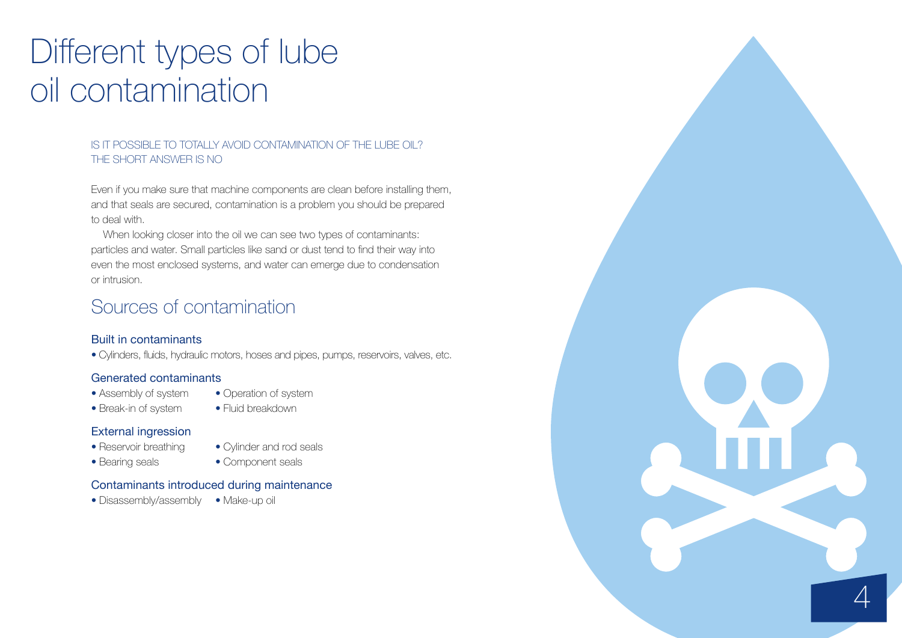# Different types of lube oil contamination

IS IT POSSIBLE TO TOTALLY AVOID CONTAMINATION OF THE LUBE OIL? THE SHORT ANSWER IS NO

Even if you make sure that machine components are clean before installing them, and that seals are secured, contamination is a problem you should be prepared to deal with.

When looking closer into the oil we can see two types of contaminants: particles and water. Small particles like sand or dust tend to find their way into even the most enclosed systems, and water can emerge due to condensation or intrusion.

## Sources of contamination

### Built in contaminants

- Cylinders, fluids, hydraulic motors, hoses and pipes, pumps, reservoirs, valves, etc.

### Generated contaminants

- Assembly of system
- Break-in of system
- Operation of system
- Fluid breakdown

### External ingression

- Reservoir breathing
- Bearing seals
- Cylinder and rod seals
- Component seals

### Contaminants introduced during maintenance

- Disassembly/assembly
- Make-up oil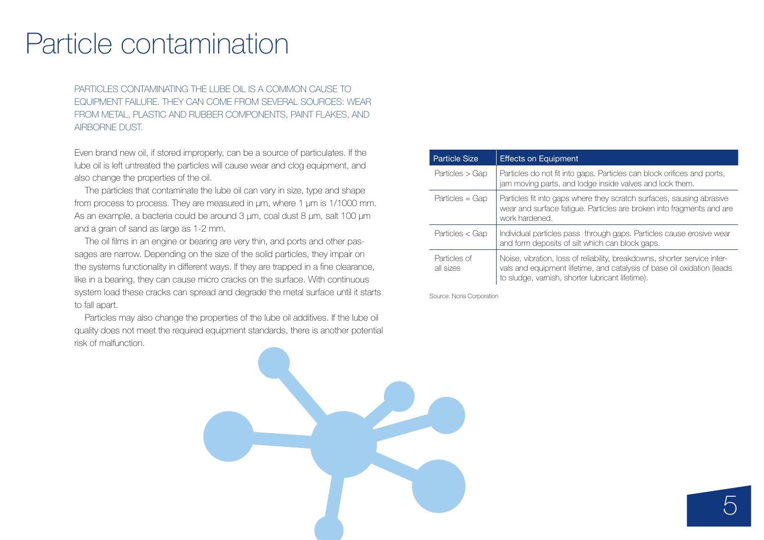# Particle contamination

PARTICLES CONTAMINATING THE LUBE OIL IS A COMMON CAUSE TO EQUIPMENT FAILURE. THEY CAN COME FROM SEVERAL SOURCES: WEAR FROM METAL, PLASTIC AND RUBBER COMPONENTS, PAINT FLAKES, AND AIRBORNE DUST.

Even brand new oil, if stored improperly, can be a source of particulates. If the lube oil is left untreated the particles will cause wear and clog equipment, and also change the properties of the oil.

The particles that contaminate the lube oil can vary in size, type and shape from process to process. They are measured in µm, where 1 µm is 1/1000 mm. As an example, a bacteria could be around 3 µm, coal dust 8 µm, salt 100 µm and a grain of sand as large as 1-2 mm.

The oil films in an engine or bearing are very thin, and ports and other passages are narrow. Depending on the size of the solid particles, they impair on the systems functionality in different ways. If they are trapped in a fine clearance, like in a bearing, they can cause micro cracks on the surface. With continuous system load these cracks can spread and degrade the metal surface until it starts to fall apart.

Particles may also change the properties of the lube oil additives. If the lube oil quality does not meet the required equipment standards, there is another potential risk of malfunction.

| Particle Size | Effects on Equipment |
| --- | --- |
| Particles > Gap | Particles do not fit into gaps. Particles can block orifices and ports, jam moving parts, and lodge inside valves and lock them. |
| Particles = Gap | Particles fit into gaps where they scratch surfaces, sausing abrasive wear and surface fatigue. Particles are broken into fragments and are work hardened. |
| Particles < Gap | Individual particles pass through gaps. Particles cause erosive wear and form deposits of silt which can block gaps. |
| Particles of all sizes | Noise, vibration, loss of reliability, breakdowns, shorter service intervals and equipment lifetime, and catalysis of base oil oxidation (leads to sludge, varnish, shorter lubricant lifetime). |

Source: Noria Corporation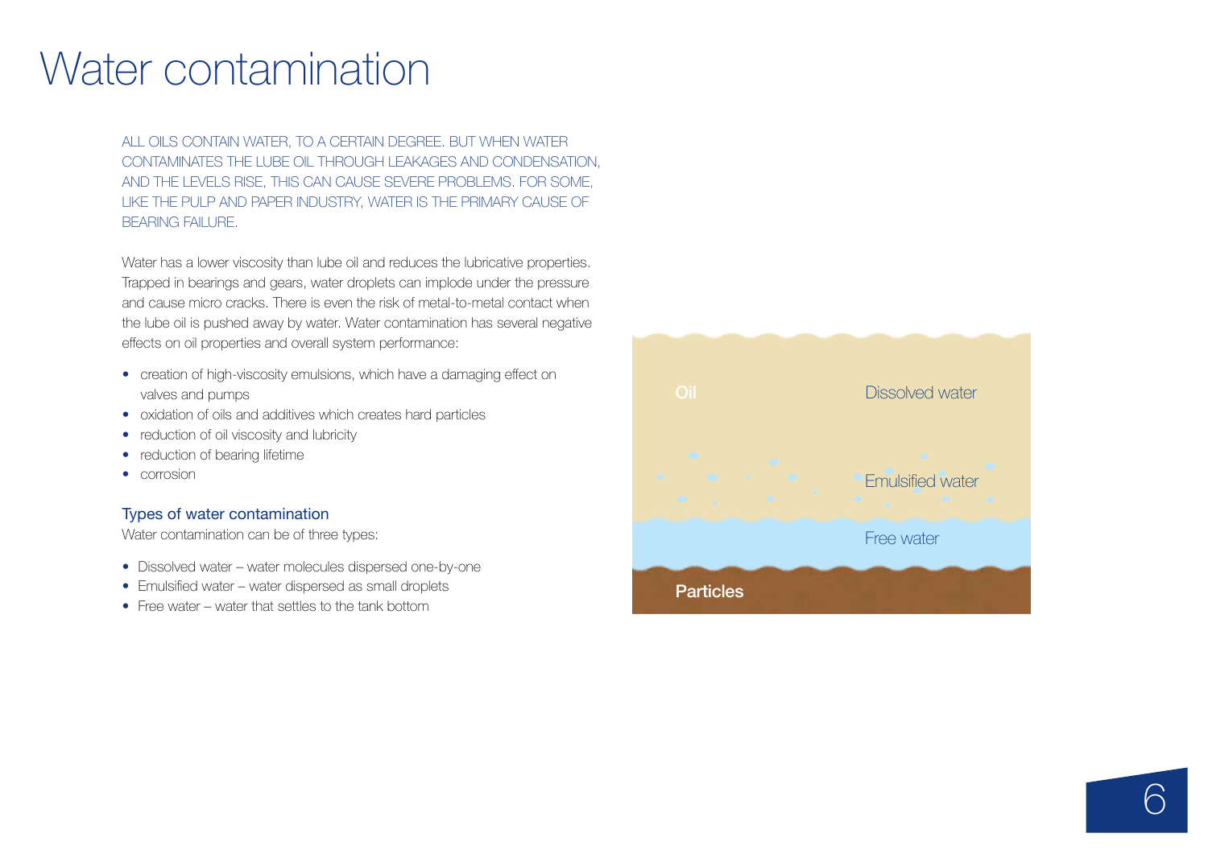# Water contamination

ALL OILS CONTAIN WATER, TO A CERTAIN DEGREE. BUT WHEN WATER CONTAMINATES THE LUBE OIL THROUGH LEAKAGES AND CONDENSATION, AND THE LEVELS RISE, THIS CAN CAUSE SEVERE PROBLEMS. FOR SOME, LIKE THE PULP AND PAPER INDUSTRY, WATER IS THE PRIMARY CAUSE OF BEARING FAILURE.

Water has a lower viscosity than lube oil and reduces the lubricative properties. Trapped in bearings and gears, water droplets can implode under the pressure and cause micro cracks. There is even the risk of metal-to-metal contact when the lube oil is pushed away by water. Water contamination has several negative effects on oil properties and overall system performance:

- creation of high-viscosity emulsions, which have a damaging effect on valves and pumps
- oxidation of oils and additives which creates hard particles
- reduction of oil viscosity and lubricity
- reduction of bearing lifetime
- corrosion

### Types of water contamination

Water contamination can be of three types:

- Dissolved water – water molecules dispersed one-by-one
- Emulsified water – water dispersed as small droplets
- Free water – water that settles to the tank bottom

Oil | Dissolved water | Emulsified water | Free water | Particles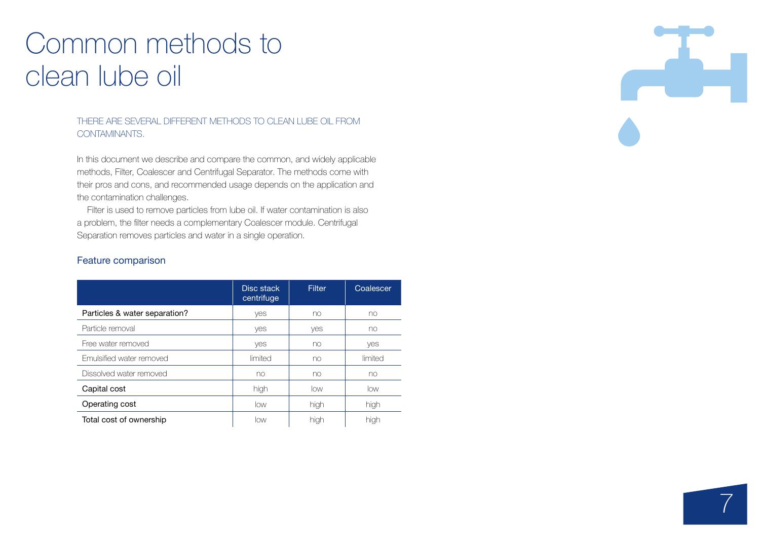# Common methods to clean lube oil

THERE ARE SEVERAL DIFFERENT METHODS TO CLEAN LUBE OIL FROM CONTAMINANTS.

In this document we describe and compare the common, and widely applicable methods, Filter, Coalescer and Centrifugal Separator. The methods come with their pros and cons, and recommended usage depends on the application and the contamination challenges.

Filter is used to remove particles from lube oil. If water contamination is also a problem, the filter needs a complementary Coalescer module. Centrifugal Separation removes particles and water in a single operation.

## Feature comparison

| | Disc stack centrifuge | Filter | Coalescer |
|---|---|---|---|
| **Particles & water separation?** | yes | no | no |
| Particle removal | yes | yes | no |
| Free water removed | yes | no | yes |
| Emulsified water removed | limited | no | limited |
| Dissolved water removed | no | no | no |
| **Capital cost** | high | low | low |
| **Operating cost** | low | high | high |
| **Total cost of ownership** | low | high | high |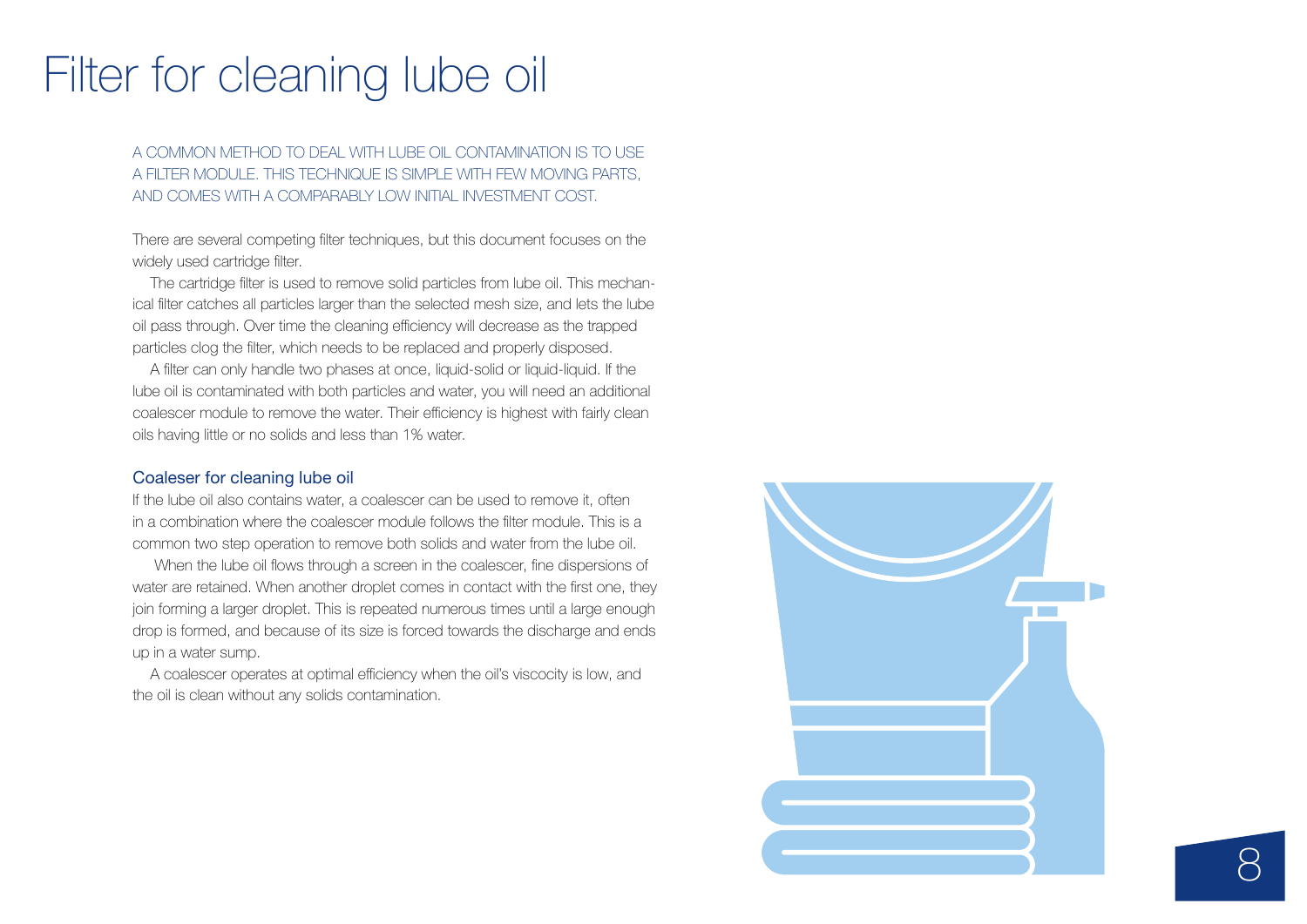# Filter for cleaning lube oil

A COMMON METHOD TO DEAL WITH LUBE OIL CONTAMINATION IS TO USE A FILTER MODULE. THIS TECHNIQUE IS SIMPLE WITH FEW MOVING PARTS, AND COMES WITH A COMPARABLY LOW INITIAL INVESTMENT COST.

There are several competing filter techniques, but this document focuses on the widely used cartridge filter.

The cartridge filter is used to remove solid particles from lube oil. This mechanical filter catches all particles larger than the selected mesh size, and lets the lube oil pass through. Over time the cleaning efficiency will decrease as the trapped particles clog the filter, which needs to be replaced and properly disposed.

A filter can only handle two phases at once, liquid-solid or liquid-liquid. If the lube oil is contaminated with both particles and water, you will need an additional coalescer module to remove the water. Their efficiency is highest with fairly clean oils having little or no solids and less than 1% water.

## Coaleser for cleaning lube oil

If the lube oil also contains water, a coalescer can be used to remove it, often in a combination where the coalescer module follows the filter module. This is a common two step operation to remove both solids and water from the lube oil.

When the lube oil flows through a screen in the coalescer, fine dispersions of water are retained. When another droplet comes in contact with the first one, they join forming a larger droplet. This is repeated numerous times until a large enough drop is formed, and because of its size is forced towards the discharge and ends up in a water sump.

A coalescer operates at optimal efficiency when the oil's viscocity is low, and the oil is clean without any solids contamination.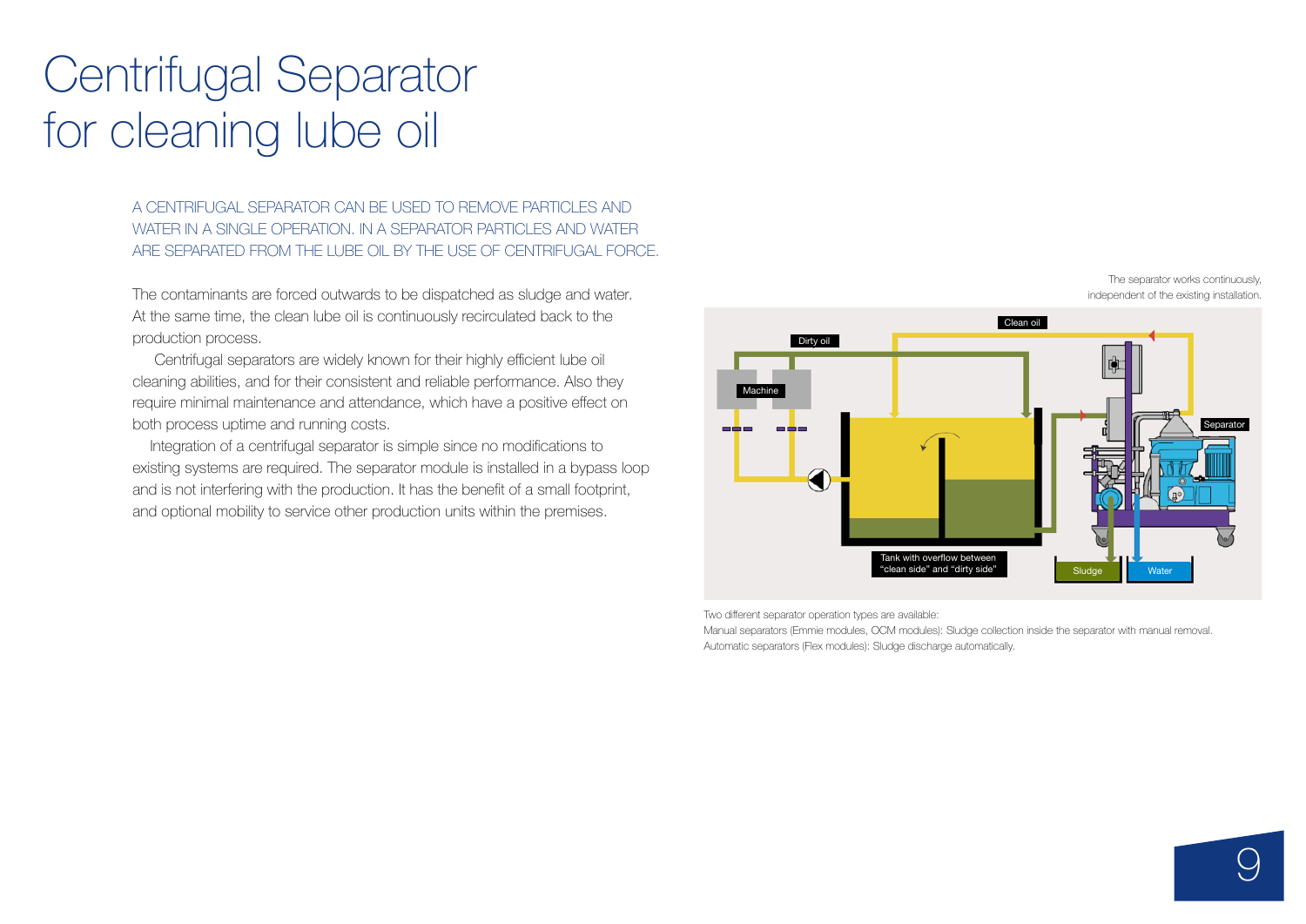# Centrifugal Separator for cleaning lube oil

A CENTRIFUGAL SEPARATOR CAN BE USED TO REMOVE PARTICLES AND WATER IN A SINGLE OPERATION. IN A SEPARATOR PARTICLES AND WATER ARE SEPARATED FROM THE LUBE OIL BY THE USE OF CENTRIFUGAL FORCE.

The contaminants are forced outwards to be dispatched as sludge and water. At the same time, the clean lube oil is continuously recirculated back to the production process.

Centrifugal separators are widely known for their highly efficient lube oil cleaning abilities, and for their consistent and reliable performance. Also they require minimal maintenance and attendance, which have a positive effect on both process uptime and running costs.

Integration of a centrifugal separator is simple since no modifications to existing systems are required. The separator module is installed in a bypass loop and is not interfering with the production. It has the benefit of a small footprint, and optional mobility to service other production units within the premises.

The separator works continuously, independent of the existing installation.

Clean oil

Dirty oil

Machine

Separator

Tank with overflow between "clean side" and "dirty side"

Sludge

Water

Two different separator operation types are available:
Manual separators (Emmie modules, OCM modules): Sludge collection inside the separator with manual removal.
Automatic separators (Flex modules): Sludge discharge automatically.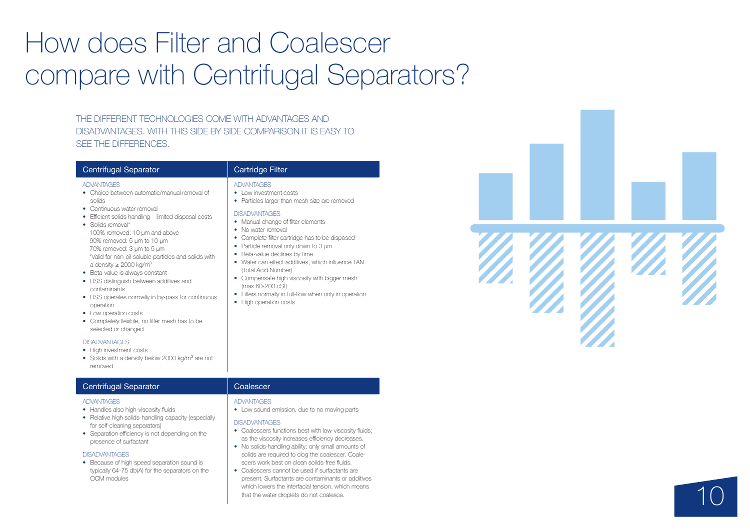# How does Filter and Coalescer compare with Centrifugal Separators?

THE DIFFERENT TECHNOLOGIES COME WITH ADVANTAGES AND DISADVANTAGES. WITH THIS SIDE BY SIDE COMPARISON IT IS EASY TO SEE THE DIFFERENCES.

| Centrifugal Separator | Cartridge Filter |
|---|---|
| ADVANTAGES<br>• Choice between automatic/manual removal of solids<br>• Continuous water removal<br>• Efficient solids handling – limited disposal costs<br>• Solids removal*<br>100% removed: 10 µm and above<br>90% removed: 5 µm to 10 µm<br>70% removed: 3 µm to 5 µm<br>*Valid for non-oil soluble particles and solids with a density ≥ 2000 kg/m$^3$<br>• Beta-value is always constant<br>• HSS distinguish between additives and contaminants<br>• HSS operates normally in by-pass for continuous operation<br>• Low operation costs<br>• Completely flexible, no filter mesh has to be selected or changed<br><br>DISADVANTAGES<br>• High investment costs<br>• Solids with a density below 2000 kg/m$^3$ are not removed | ADVANTAGES<br>• Low investment costs<br>• Particles larger than mesh size are removed<br><br>DISADVANTAGES<br>• Manual change of filter elements<br>• No water removal<br>• Complete filter cartridge has to be disposed<br>• Particle removal only down to 3 µm<br>• Beta-value declines by time<br>• Water can effect additives, which influence TAN (Total Acid Number)<br>• Compensate high viscosity with bigger mesh (max 60-200 cSt)<br>• Filters normally in full-flow when only in operation<br>• High operation costs |

| Centrifugal Separator | Coalescer |
|---|---|
| ADVANTAGES<br>• Handles also high-viscosity fluids<br>• Relative high solids-handling capacity (especially for self-cleaning separators)<br>• Separation efficiency is not depending on the presence of surfactant<br><br>DISADVANTAGES<br>• Because of high speed separation sound is typically 64-75 db(A) for the separators on the OCM modules | ADVANTAGES<br>• Low sound emission, due to no moving parts<br><br>DISADVANTAGES<br>• Coalescers functions best with low-viscosity fluids; as the viscosity increases efficiency decreases.<br>• No solids-handling ability; only small amounts of solids are required to clog the coalescer. Coalescers work best on clean solids-free fluids.<br>• Coalescers cannot be used if surfactants are present. Surfactants are contaminants or additives which lowers the interfacial tension, which means that the water droplets do not coalesce. |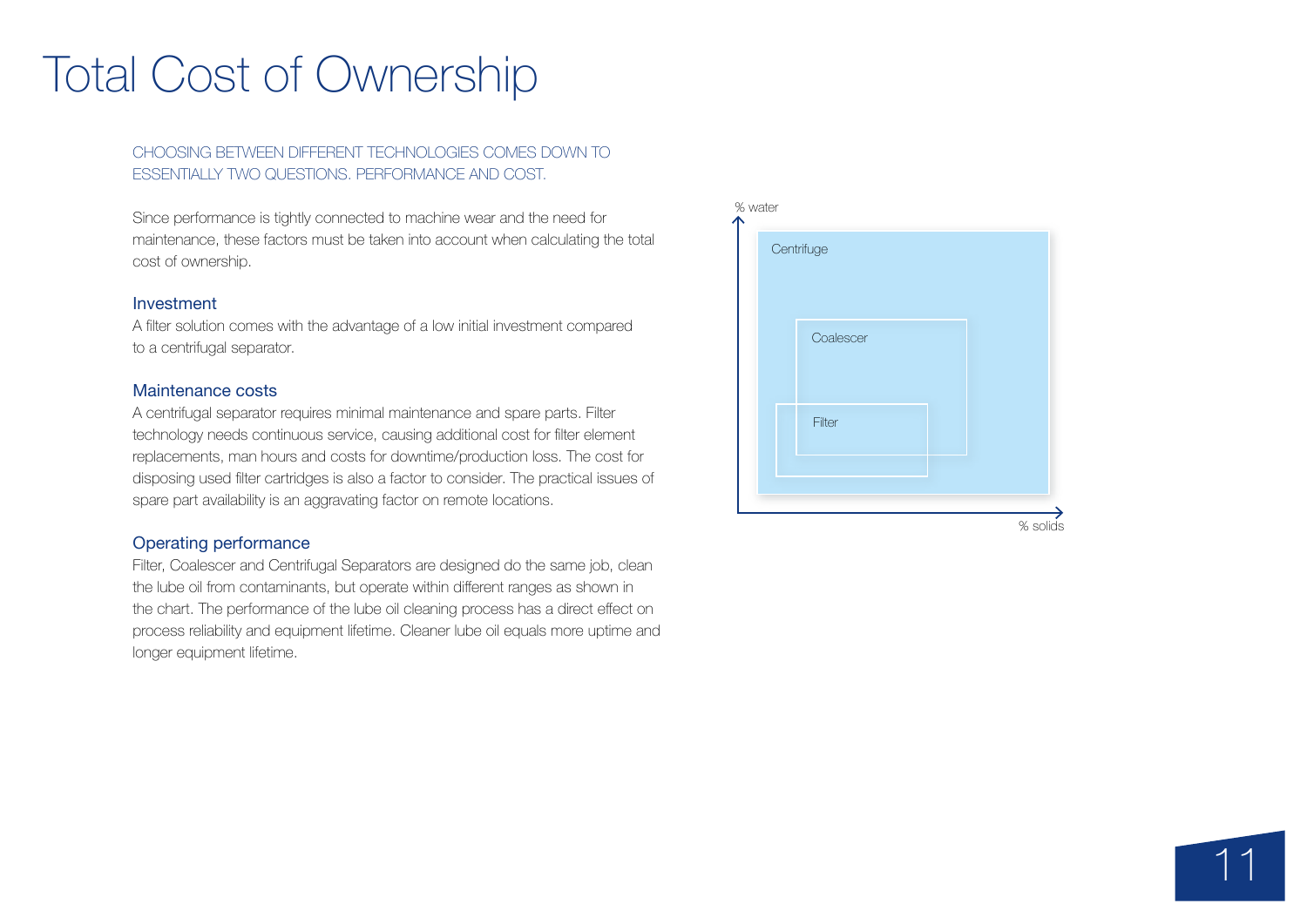# Total Cost of Ownership

CHOOSING BETWEEN DIFFERENT TECHNOLOGIES COMES DOWN TO ESSENTIALLY TWO QUESTIONS. PERFORMANCE AND COST.

Since performance is tightly connected to machine wear and the need for maintenance, these factors must be taken into account when calculating the total cost of ownership.

## Investment

A filter solution comes with the advantage of a low initial investment compared to a centrifugal separator.

## Maintenance costs

A centrifugal separator requires minimal maintenance and spare parts. Filter technology needs continuous service, causing additional cost for filter element replacements, man hours and costs for downtime/production loss. The cost for disposing used filter cartridges is also a factor to consider. The practical issues of spare part availability is an aggravating factor on remote locations.

## Operating performance

Filter, Coalescer and Centrifugal Separators are designed do the same job, clean the lube oil from contaminants, but operate within different ranges as shown in the chart. The performance of the lube oil cleaning process has a direct effect on process reliability and equipment lifetime. Cleaner lube oil equals more uptime and longer equipment lifetime.

% water

Centrifuge

Coalescer

Filter

% solids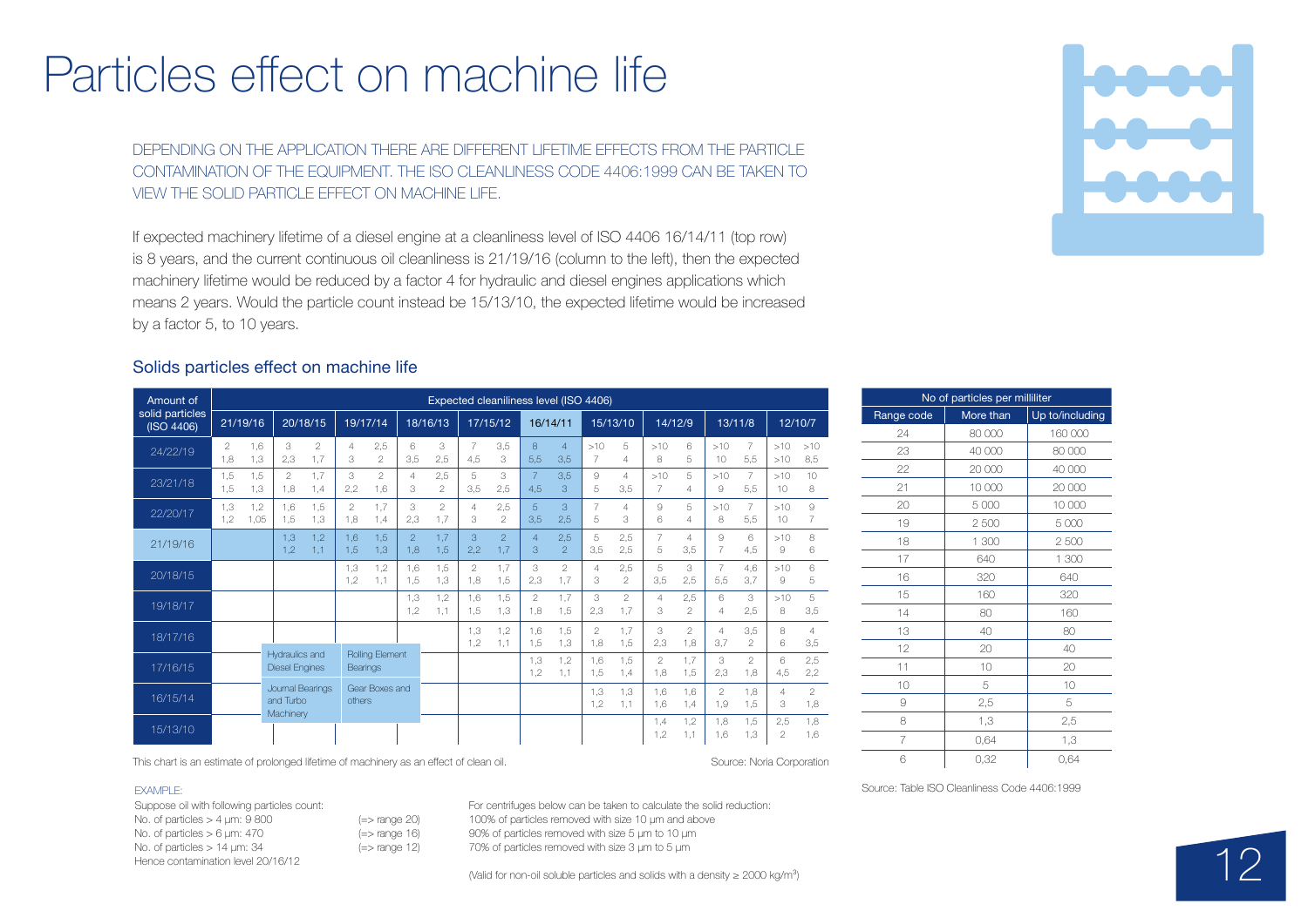# Particles effect on machine life

DEPENDING ON THE APPLICATION THERE ARE DIFFERENT LIFETIME EFFECTS FROM THE PARTICLE CONTAMINATION OF THE EQUIPMENT. THE ISO CLEANLINESS CODE 4406:1999 CAN BE TAKEN TO VIEW THE SOLID PARTICLE EFFECT ON MACHINE LIFE.

If expected machinery lifetime of a diesel engine at a cleanliness level of ISO 4406 16/14/11 (top row) is 8 years, and the current continuous oil cleanliness is 21/19/16 (column to the left), then the expected machinery lifetime would be reduced by a factor 4 for hydraulic and diesel engines applications which means 2 years. Would the particle count instead be 15/13/10, the expected lifetime would be increased by a factor 5, to 10 years.

## Solids particles effect on machine life

| Amount of solid particles (ISO 4406) | Expected cleaniliness level (ISO 4406) | | | | | | | | | | | | | | | | | | | |
|---|---|---|---|---|---|---|---|---|---|---|---|---|---|---|---|---|---|---|---|---|
| | 21/19/16 | | 20/18/15 | | 19/17/14 | | 18/16/13 | | 17/15/12 | | 16/14/11 | | 15/13/10 | | 14/12/9 | | 13/11/8 | | 12/10/7 | |
| 24/22/19 | 2 / 1,8 | 1,6 / 1,3 | 3 / 2,3 | 2 / 1,7 | 4 / 3 | 2,5 / 2 | 6 / 3,5 | 3 / 2,5 | 7 / 4,5 | 3,5 / 3 | 8 / 5,5 | 4 / 3,5 | >10 / 7 | 5 / 4 | >10 / 8 | 6 / 5 | >10 / 10 | 7 / 5,5 | >10 / >10 | >10 / 8,5 |
| 23/21/18 | 1,5 / 1,5 | 1,5 / 1,3 | 2 / 1,8 | 1,7 / 1,4 | 3 / 2,2 | 2 / 1,6 | 4 / 3 | 2,5 / 2 | 5 / 3,5 | 3 / 2,5 | 7 / 4,5 | 3,5 / 3 | 9 / 5 | 4 / 3,5 | >10 / 7 | 5 / 4 | >10 / 9 | 7 / 5,5 | >10 / 10 | 10 / 8 |
| 22/20/17 | 1,3 / 1,2 | 1,2 / 1,05 | 1,6 / 1,5 | 1,5 / 1,3 | 2 / 1,8 | 1,7 / 1,4 | 3 / 2,3 | 2 / 1,7 | 4 / 3 | 2,5 / 2 | 5 / 3,5 | 3 / 2,5 | 7 / 5 | 4 / 3 | 9 / 6 | 5 / 4 | >10 / 8 | 7 / 5,5 | >10 / 10 | 9 / 7 |
| 21/19/16 | | | 1,3 / 1,2 | 1,2 / 1,1 | 1,6 / 1,5 | 1,5 / 1,3 | 2 / 1,8 | 1,7 / 1,5 | 3 / 2,2 | 2 / 1,7 | 4 / 3 | 2,5 / 2 | 5 / 3,5 | 2,5 / 2,5 | 7 / 5 | 4 / 3,5 | 9 / 7 | 6 / 4,5 | >10 / 9 | 8 / 6 |
| 20/18/15 | | | | | 1,3 / 1,2 | 1,2 / 1,1 | 1,6 / 1,5 | 1,5 / 1,3 | 2 / 1,8 | 1,7 / 1,5 | 3 / 2,3 | 2 / 1,7 | 4 / 3 | 2,5 / 2 | 5 / 3,5 | 3 / 2,5 | 7 / 5,5 | 4,6 / 3,7 | >10 / 9 | 6 / 5 |
| 19/18/17 | | | | | | | 1,3 / 1,2 | 1,2 / 1,1 | 1,6 / 1,5 | 1,5 / 1,3 | 2 / 1,8 | 1,7 / 1,5 | 3 / 2,3 | 2 / 1,7 | 4 / 3 | 2,5 / 2 | 6 / 4 | 3 / 2,5 | >10 / 8 | 5 / 3,5 |
| 18/17/16 | | | | | | | | | 1,3 / 1,2 | 1,2 / 1,1 | 1,6 / 1,5 | 1,5 / 1,3 | 2 / 1,8 | 1,7 / 1,5 | 3 / 2,3 | 2 / 1,8 | 4 / 3,7 | 3,5 / 2 | 8 / 6 | 4 / 3,5 |
| 17/16/15 | | | | | | | | | | | 1,3 / 1,2 | 1,2 / 1,1 | 1,6 / 1,5 | 1,5 / 1,4 | 2 / 1,8 | 1,7 / 1,5 | 3 / 2,3 | 2 / 1,8 | 6 / 4,5 | 2,5 / 2,2 |
| 16/15/14 | | | | | | | | | | | | | 1,3 / 1,2 | 1,3 / 1,1 | 1,6 / 1,6 | 1,6 / 1,4 | 2 / 1,9 | 1,8 / 1,5 | 4 / 3 | 2 / 1,8 |
| 15/13/10 | | | | | | | | | | | | | | | 1,4 / 1,2 | 1,2 / 1,1 | 1,8 / 1,6 | 1,5 / 1,3 | 2,5 / 2 | 1,8 / 1,6 |

Legend (cell positions): upper left – Hydraulics and Diesel Engines; upper right – Rolling Element Bearings; lower left – Journal Bearings and Turbo Machinery; lower right – Gear Boxes and others.

This chart is an estimate of prolonged lifetime of machinery as an effect of clean oil.

Source: Noria Corporation

| No of particles per milliliter | | |
|---|---|---|
| Range code | More than | Up to/including |
| 24 | 80 000 | 160 000 |
| 23 | 40 000 | 80 000 |
| 22 | 20 000 | 40 000 |
| 21 | 10 000 | 20 000 |
| 20 | 5 000 | 10 000 |
| 19 | 2 500 | 5 000 |
| 18 | 1 300 | 2 500 |
| 17 | 640 | 1 300 |
| 16 | 320 | 640 |
| 15 | 160 | 320 |
| 14 | 80 | 160 |
| 13 | 40 | 80 |
| 12 | 20 | 40 |
| 11 | 10 | 20 |
| 10 | 5 | 10 |
| 9 | 2,5 | 5 |
| 8 | 1,3 | 2,5 |
| 7 | 0,64 | 1,3 |
| 6 | 0,32 | 0,64 |

Source: Table ISO Cleanliness Code 4406:1999

EXAMPLE:

Suppose oil with following particles count:
No. of particles > 4 µm: 9 800 (=> range 20)
No. of particles > 6 µm: 470 (=> range 16)
No. of particles > 14 µm: 34 (=> range 12)
Hence contamination level 20/16/12

For centrifuges below can be taken to calculate the solid reduction:
100% of particles removed with size 10 µm and above
90% of particles removed with size 5 µm to 10 µm
70% of particles removed with size 3 µm to 5 µm

(Valid for non-oil soluble particles and solids with a density ≥ 2000 kg/m$^3$)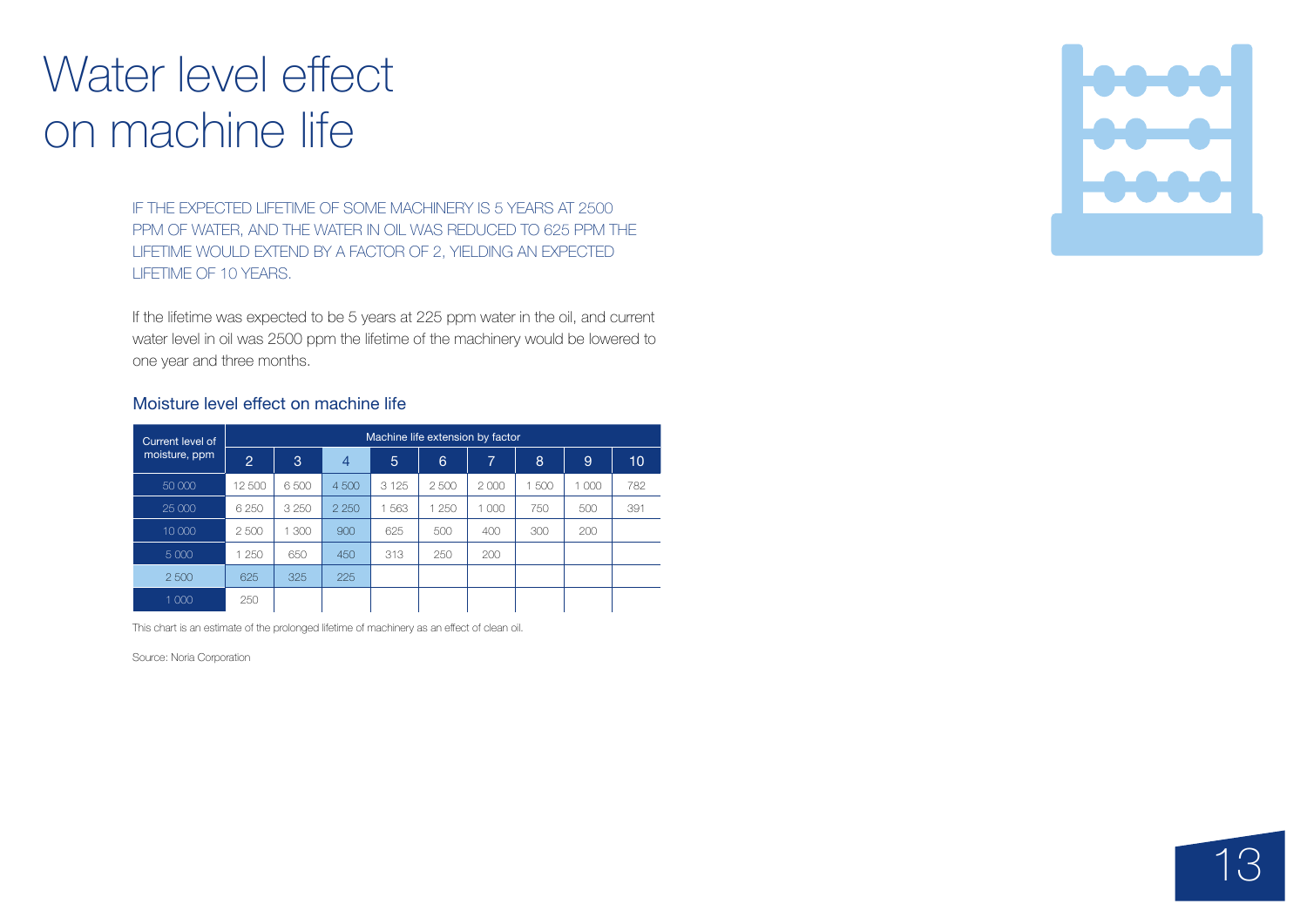# Water level effect on machine life

IF THE EXPECTED LIFETIME OF SOME MACHINERY IS 5 YEARS AT 2500 PPM OF WATER, AND THE WATER IN OIL WAS REDUCED TO 625 PPM THE LIFETIME WOULD EXTEND BY A FACTOR OF 2, YIELDING AN EXPECTED LIFETIME OF 10 YEARS.

If the lifetime was expected to be 5 years at 225 ppm water in the oil, and current water level in oil was 2500 ppm the lifetime of the machinery would be lowered to one year and three months.

### Moisture level effect on machine life

| Current level of moisture, ppm | Machine life extension by factor | | | | | | | | |
|---|---|---|---|---|---|---|---|---|---|
| | 2 | 3 | 4 | 5 | 6 | 7 | 8 | 9 | 10 |
| 50 000 | 12 500 | 6 500 | 4 500 | 3 125 | 2 500 | 2 000 | 1 500 | 1 000 | 782 |
| 25 000 | 6 250 | 3 250 | 2 250 | 1 563 | 1 250 | 1 000 | 750 | 500 | 391 |
| 10 000 | 2 500 | 1 300 | 900 | 625 | 500 | 400 | 300 | 200 | |
| 5 000 | 1 250 | 650 | 450 | 313 | 250 | 200 | | | |
| 2 500 | 625 | 325 | 225 | | | | | | |
| 1 000 | 250 | | | | | | | | |

This chart is an estimate of the prolonged lifetime of machinery as an effect of clean oil.

Source: Noria Corporation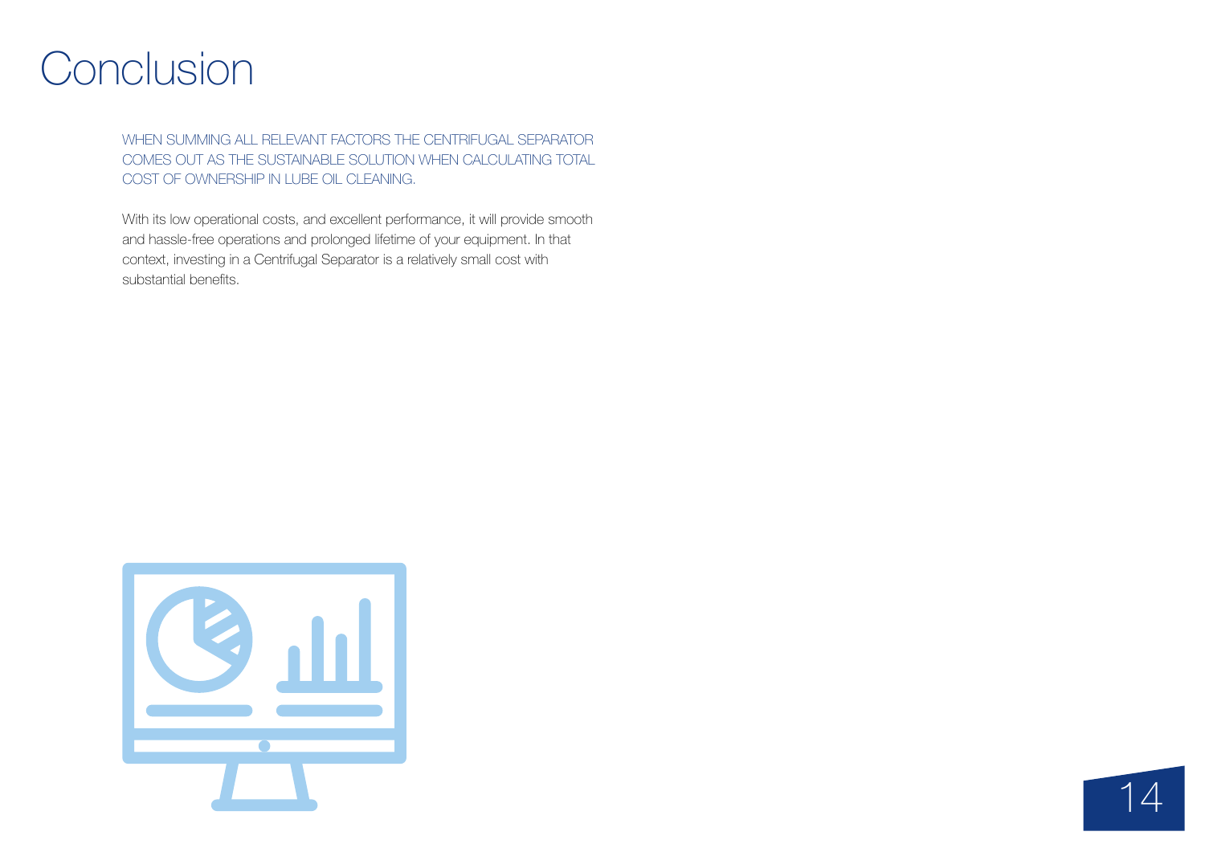# Conclusion

WHEN SUMMING ALL RELEVANT FACTORS THE CENTRIFUGAL SEPARATOR COMES OUT AS THE SUSTAINABLE SOLUTION WHEN CALCULATING TOTAL COST OF OWNERSHIP IN LUBE OIL CLEANING.

With its low operational costs, and excellent performance, it will provide smooth and hassle-free operations and prolonged lifetime of your equipment. In that context, investing in a Centrifugal Separator is a relatively small cost with substantial benefits.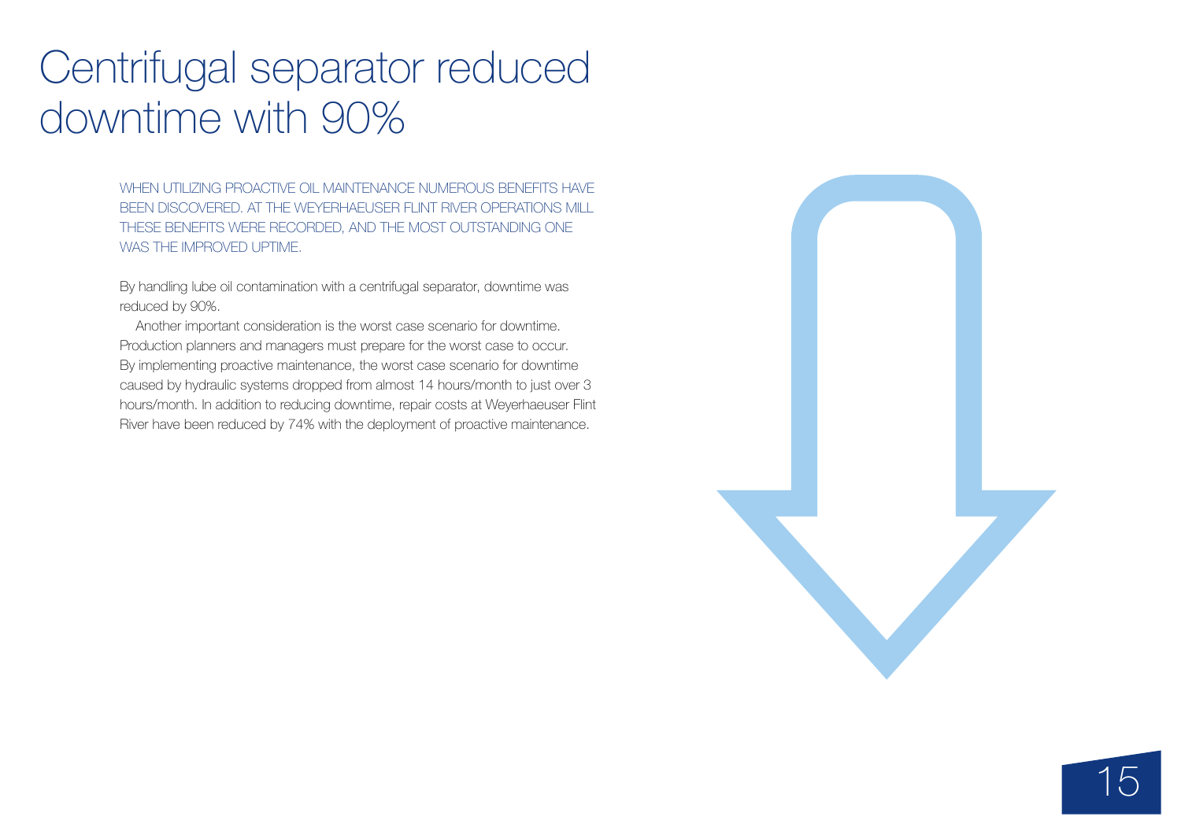# Centrifugal separator reduced downtime with 90%

WHEN UTILIZING PROACTIVE OIL MAINTENANCE NUMEROUS BENEFITS HAVE BEEN DISCOVERED. AT THE WEYERHAEUSER FLINT RIVER OPERATIONS MILL THESE BENEFITS WERE RECORDED, AND THE MOST OUTSTANDING ONE WAS THE IMPROVED UPTIME.

By handling lube oil contamination with a centrifugal separator, downtime was reduced by 90%.

Another important consideration is the worst case scenario for downtime. Production planners and managers must prepare for the worst case to occur. By implementing proactive maintenance, the worst case scenario for downtime caused by hydraulic systems dropped from almost 14 hours/month to just over 3 hours/month. In addition to reducing downtime, repair costs at Weyerhaeuser Flint River have been reduced by 74% with the deployment of proactive maintenance.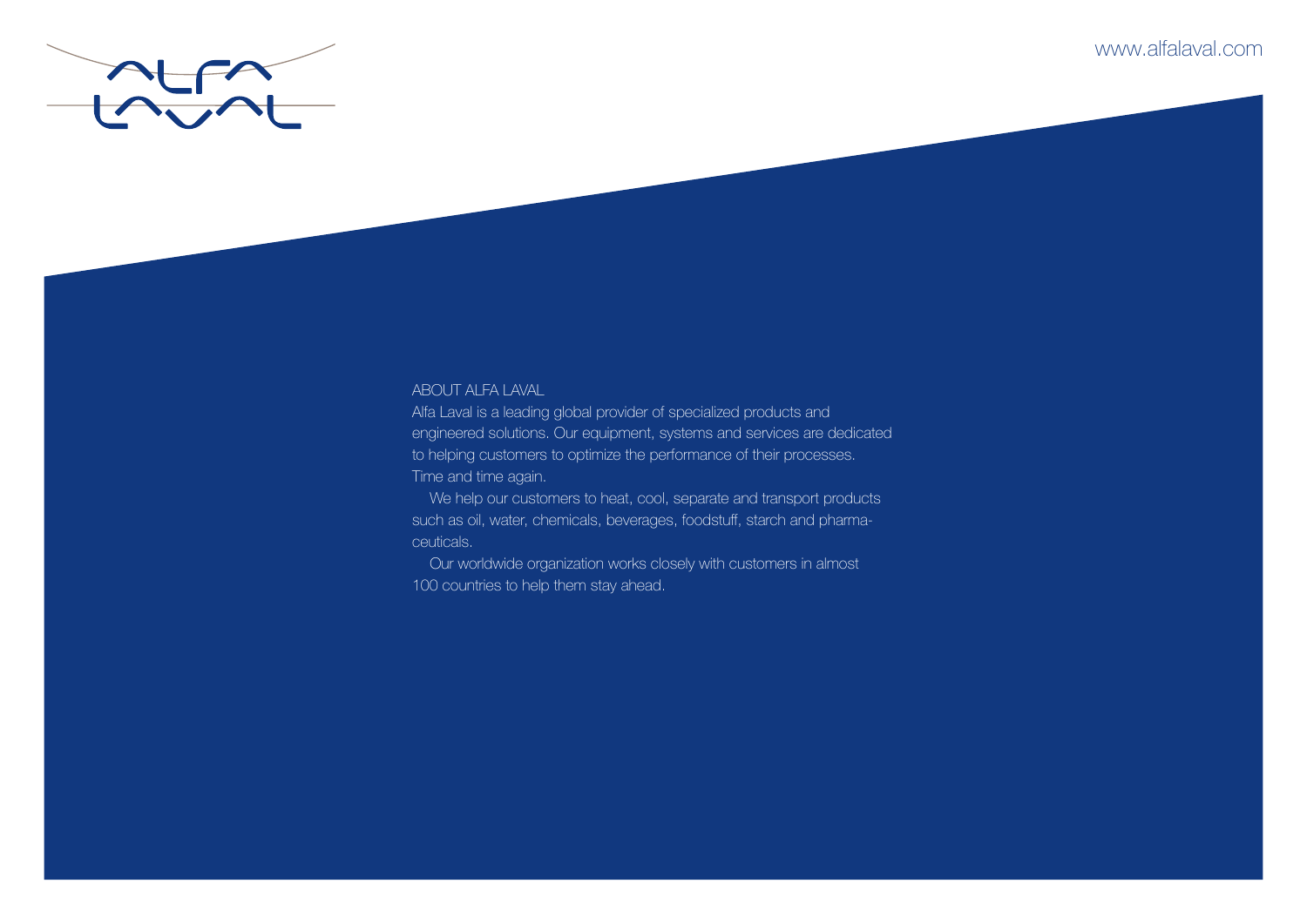www.alfalaval.com

## ABOUT ALFA LAVAL

Alfa Laval is a leading global provider of specialized products and engineered solutions. Our equipment, systems and services are dedicated to helping customers to optimize the performance of their processes. Time and time again.

We help our customers to heat, cool, separate and transport products such as oil, water, chemicals, beverages, foodstuff, starch and pharmaceuticals.

Our worldwide organization works closely with customers in almost 100 countries to help them stay ahead.